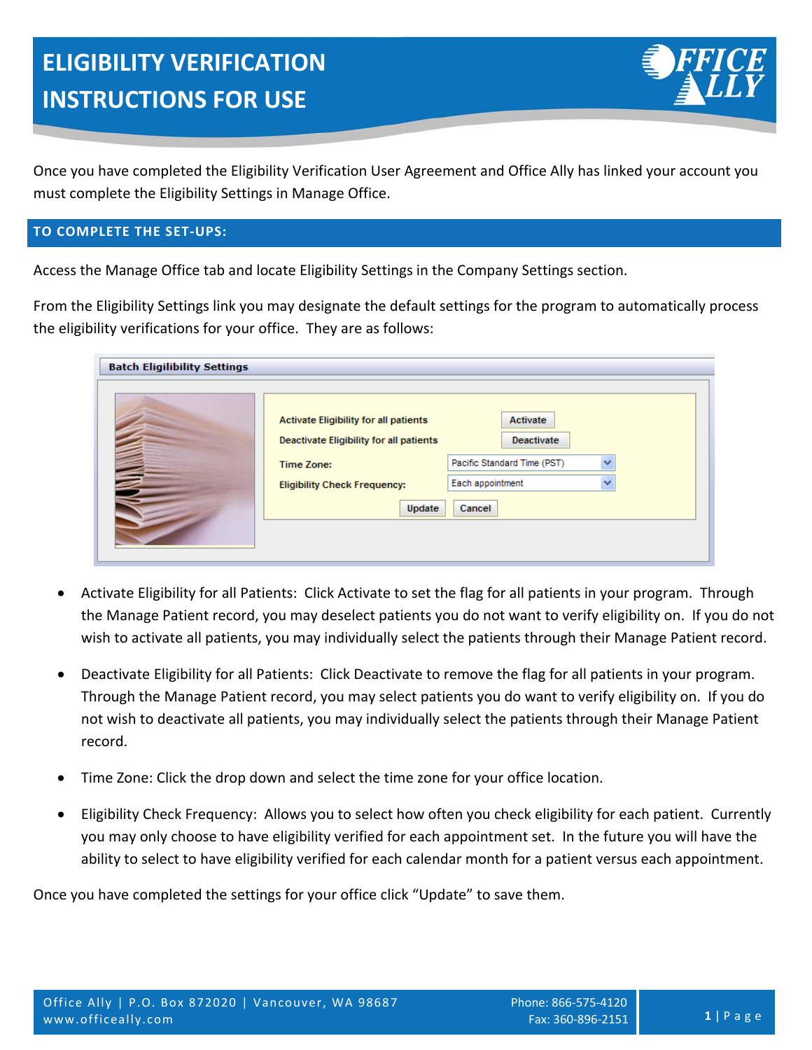# ELIGIBILITY VERIFICATION INSTRUCTIONS FOR USE

Once you have completed the Eligibility Verification User Agreement and Office Ally has linked your account you must complete the Eligibility Settings in Manage Office.

## TO COMPLETE THE SET-UPS:

Access the Manage Office tab and locate Eligibility Settings in the Company Settings section.

From the Eligibility Settings link you may designate the default settings for the program to automatically process the eligibility verifications for your office. They are as follows:

- Activate Eligibility for all Patients: Click Activate to set the flag for all patients in your program. Through the Manage Patient record, you may deselect patients you do not want to verify eligibility on. If you do not wish to activate all patients, you may individually select the patients through their Manage Patient record.
- Deactivate Eligibility for all Patients: Click Deactivate to remove the flag for all patients in your program. Through the Manage Patient record, you may select patients you do want to verify eligibility on. If you do not wish to deactivate all patients, you may individually select the patients through their Manage Patient record.
- Time Zone: Click the drop down and select the time zone for your office location.
- Eligibility Check Frequency: Allows you to select how often you check eligibility for each patient. Currently you may only choose to have eligibility verified for each appointment set. In the future you will have the ability to select to have eligibility verified for each calendar month for a patient versus each appointment.

Once you have completed the settings for your office click "Update" to save them.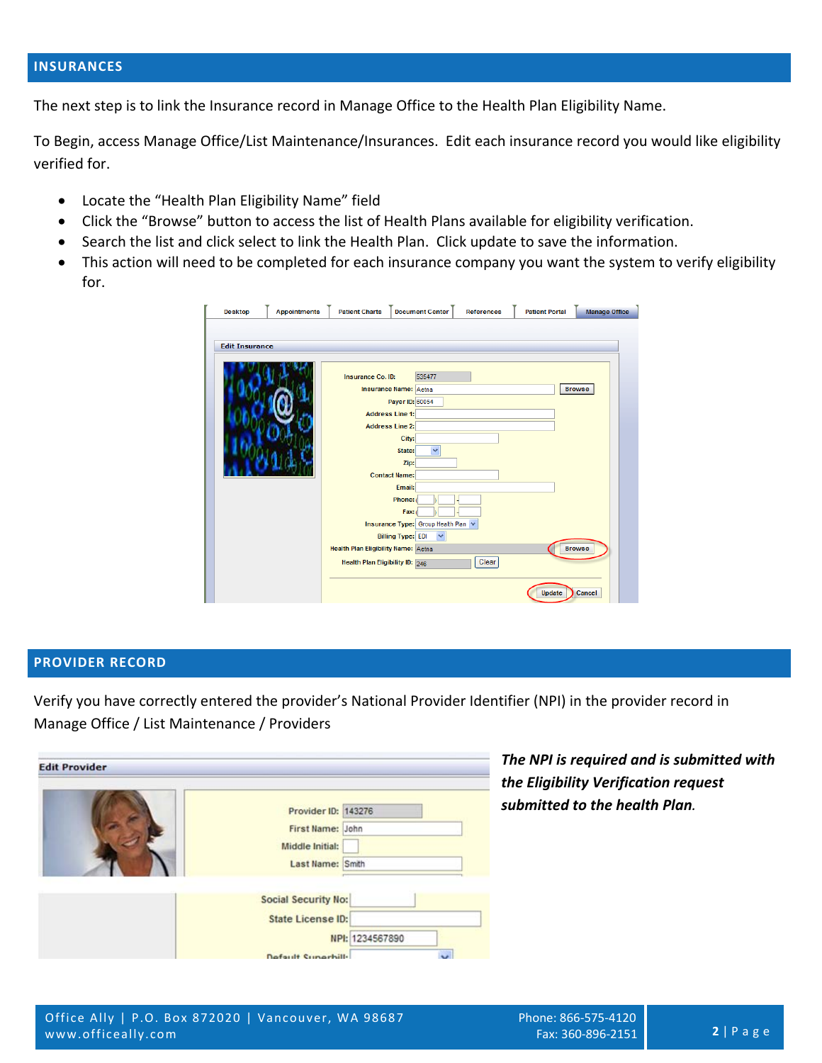## INSURANCES

The next step is to link the Insurance record in Manage Office to the Health Plan Eligibility Name.

To Begin, access Manage Office/List Maintenance/Insurances. Edit each insurance record you would like eligibility verified for.

- Locate the "Health Plan Eligibility Name" field
- Click the "Browse" button to access the list of Health Plans available for eligibility verification.
- Search the list and click select to link the Health Plan. Click update to save the information.
- This action will need to be completed for each insurance company you want the system to verify eligibility for.

## PROVIDER RECORD

Verify you have correctly entered the provider's National Provider Identifier (NPI) in the provider record in Manage Office / List Maintenance / Providers

***The NPI is required and is submitted with the Eligibility Verification request submitted to the health Plan.***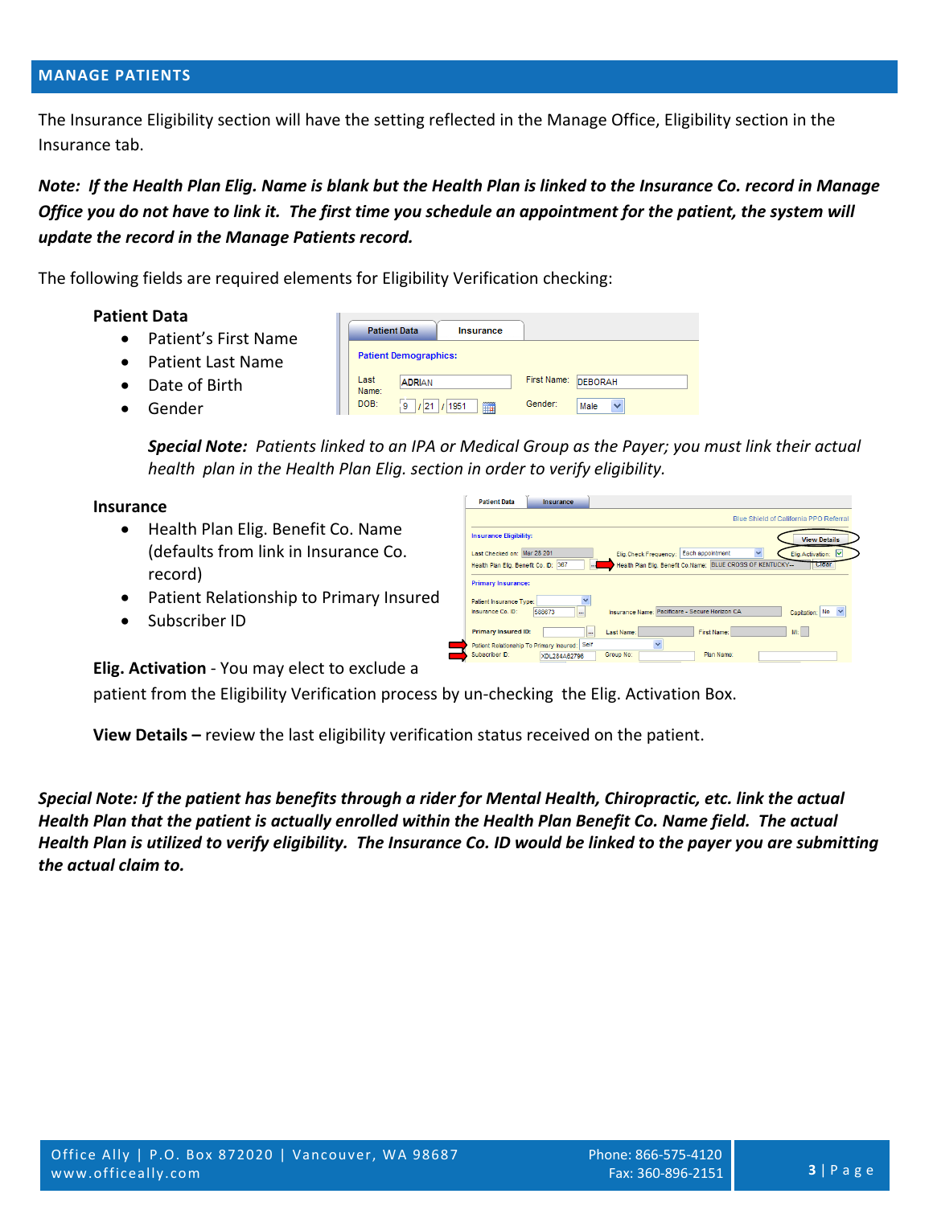## MANAGE PATIENTS

The Insurance Eligibility section will have the setting reflected in the Manage Office, Eligibility section in the Insurance tab.

***Note: If the Health Plan Elig. Name is blank but the Health Plan is linked to the Insurance Co. record in Manage Office you do not have to link it. The first time you schedule an appointment for the patient, the system will update the record in the Manage Patients record.***

The following fields are required elements for Eligibility Verification checking:

**Patient Data**

- Patient's First Name
- Patient Last Name
- Date of Birth
- Gender

***Special Note:*** *Patients linked to an IPA or Medical Group as the Payer; you must link their actual health plan in the Health Plan Elig. section in order to verify eligibility.*

**Insurance**

- Health Plan Elig. Benefit Co. Name (defaults from link in Insurance Co. record)
- Patient Relationship to Primary Insured
- Subscriber ID

**Elig. Activation** - You may elect to exclude a patient from the Eligibility Verification process by un-checking the Elig. Activation Box.

**View Details –** review the last eligibility verification status received on the patient.

***Special Note: If the patient has benefits through a rider for Mental Health, Chiropractic, etc. link the actual Health Plan that the patient is actually enrolled within the Health Plan Benefit Co. Name field. The actual Health Plan is utilized to verify eligibility. The Insurance Co. ID would be linked to the payer you are submitting the actual claim to.***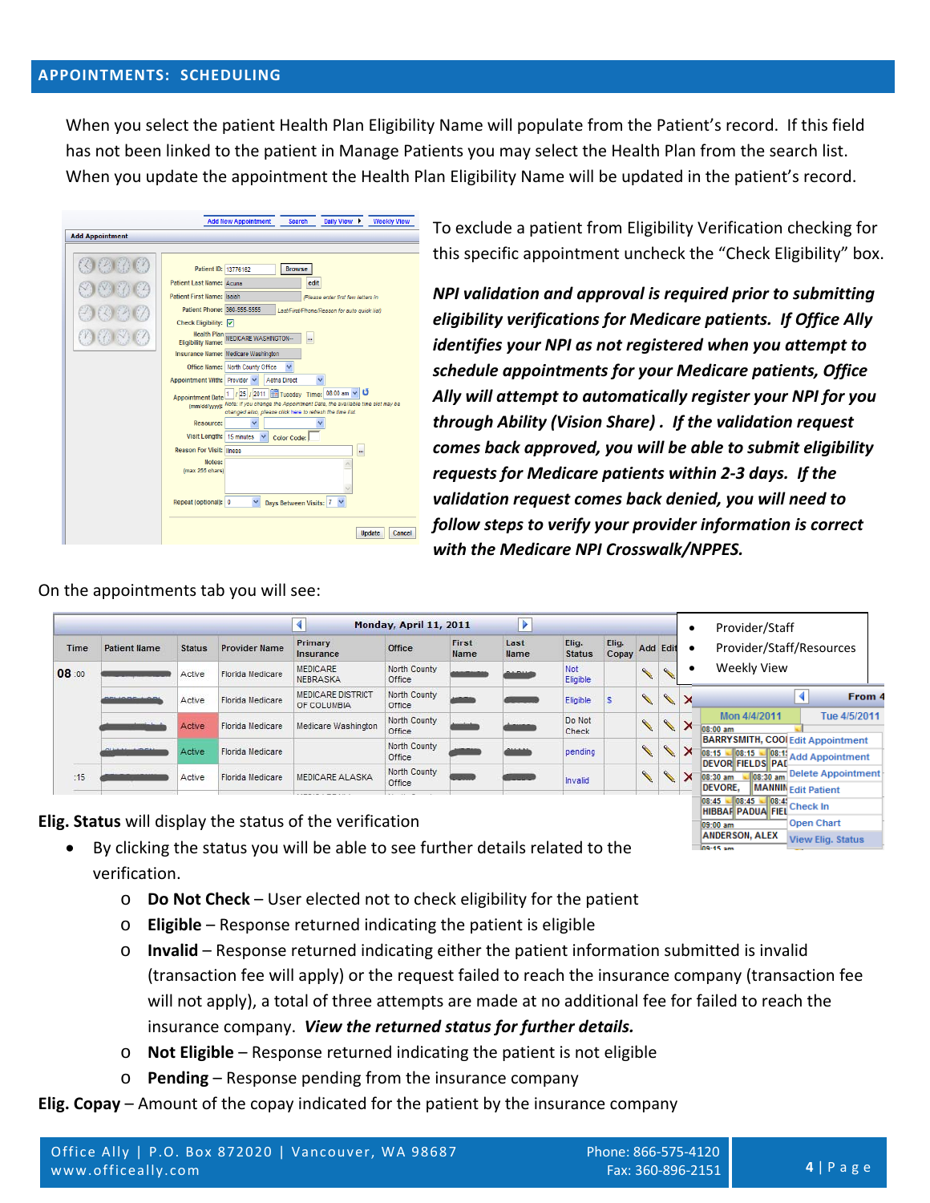## APPOINTMENTS: SCHEDULING

When you select the patient Health Plan Eligibility Name will populate from the Patient's record. If this field has not been linked to the patient in Manage Patients you may select the Health Plan from the search list. When you update the appointment the Health Plan Eligibility Name will be updated in the patient's record.

To exclude a patient from Eligibility Verification checking for this specific appointment uncheck the "Check Eligibility" box.

***NPI validation and approval is required prior to submitting eligibility verifications for Medicare patients. If Office Ally identifies your NPI as not registered when you attempt to schedule appointments for your Medicare patients, Office Ally will attempt to automatically register your NPI for you through Ability (Vision Share). If the validation request comes back approved, you will be able to submit eligibility requests for Medicare patients within 2-3 days. If the validation request comes back denied, you will need to follow steps to verify your provider information is correct with the Medicare NPI Crosswalk/NPPES.***

On the appointments tab you will see:

- Provider/Staff
- Provider/Staff/Resources
- Weekly View

**Elig. Status** will display the status of the verification

- By clicking the status you will be able to see further details related to the verification.
  - **Do Not Check** – User elected not to check eligibility for the patient
  - **Eligible** – Response returned indicating the patient is eligible
  - **Invalid** – Response returned indicating either the patient information submitted is invalid (transaction fee will apply) or the request failed to reach the insurance company (transaction fee will not apply), a total of three attempts are made at no additional fee for failed to reach the insurance company. ***View the returned status for further details.***
  - **Not Eligible** – Response returned indicating the patient is not eligible
  - **Pending** – Response pending from the insurance company

**Elig. Copay** – Amount of the copay indicated for the patient by the insurance company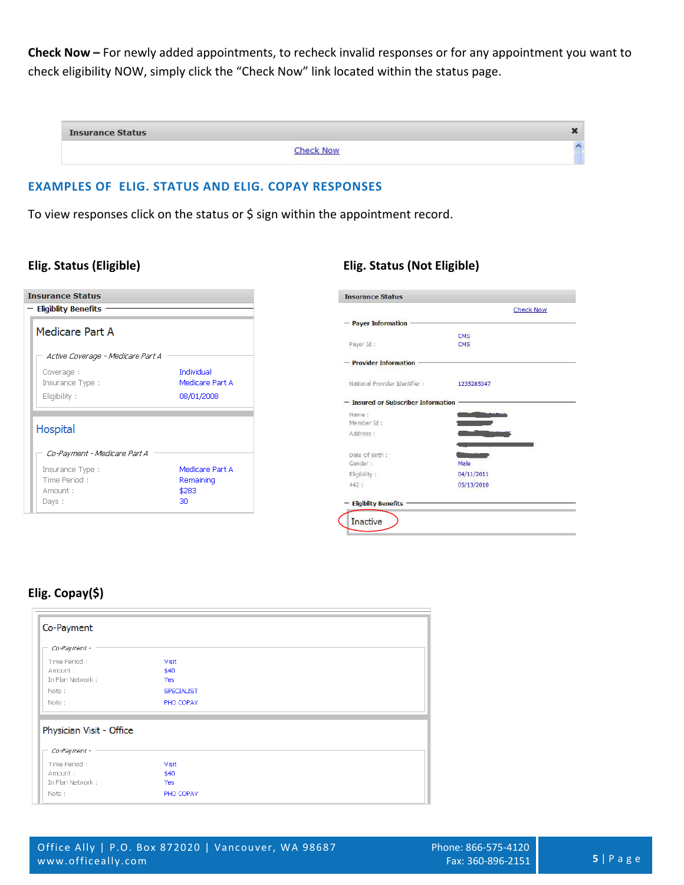**Check Now –** For newly added appointments, to recheck invalid responses or for any appointment you want to check eligibility NOW, simply click the "Check Now" link located within the status page.

**Insurance Status**

Check Now

## EXAMPLES OF ELIG. STATUS AND ELIG. COPAY RESPONSES

To view responses click on the status or $ sign within the appointment record.

### Elig. Status (Eligible)

**Insurance Status**

**Eligiblity Benefits**

Medicare Part A

*Active Coverage - Medicare Part A*

| | |
|---|---|
| Coverage : | Individual |
| Insurance Type : | Medicare Part A |
| Eligibility : | 08/01/2008 |

Hospital

*Co-Payment - Medicare Part A*

| | |
|---|---|
| Insurance Type : | Medicare Part A |
| Time Period : | Remaining |
| Amount : | $283 |
| Days : | 30 |

### Elig. Status (Not Eligible)

**Insurance Status**

Check Now

**Payer Information**

| | |
|---|---|
| | CMS |
| Payor Id : | CMS |

**Provider Information**

| | |
|---|---|
| National Provider Identifier : | 1235285347 |

**Insured or Subscriber Information**

| | |
|---|---|
| Name : | |
| Member Id : | |
| Address : | |
| Date Of Birth : | |
| Gender : | Male |
| Eligibility : | 04/11/2011 |
| 442 : | 05/13/2010 |

**Eligiblity Benefits**

Inactive

### Elig. Copay($)

Co-Payment

*Co-Payment -*

| | |
|---|---|
| Time Period : | Visit |
| Amount : | $40 |
| In Plan Network : | Yes |
| Note : | SPECIALIST |
| Note : | PHO COPAY |

Physician Visit - Office

*Co-Payment -*

| | |
|---|---|
| Time Period : | Visit |
| Amount : | $40 |
| In Plan Network : | Yes |
| Note : | PHO COPAY |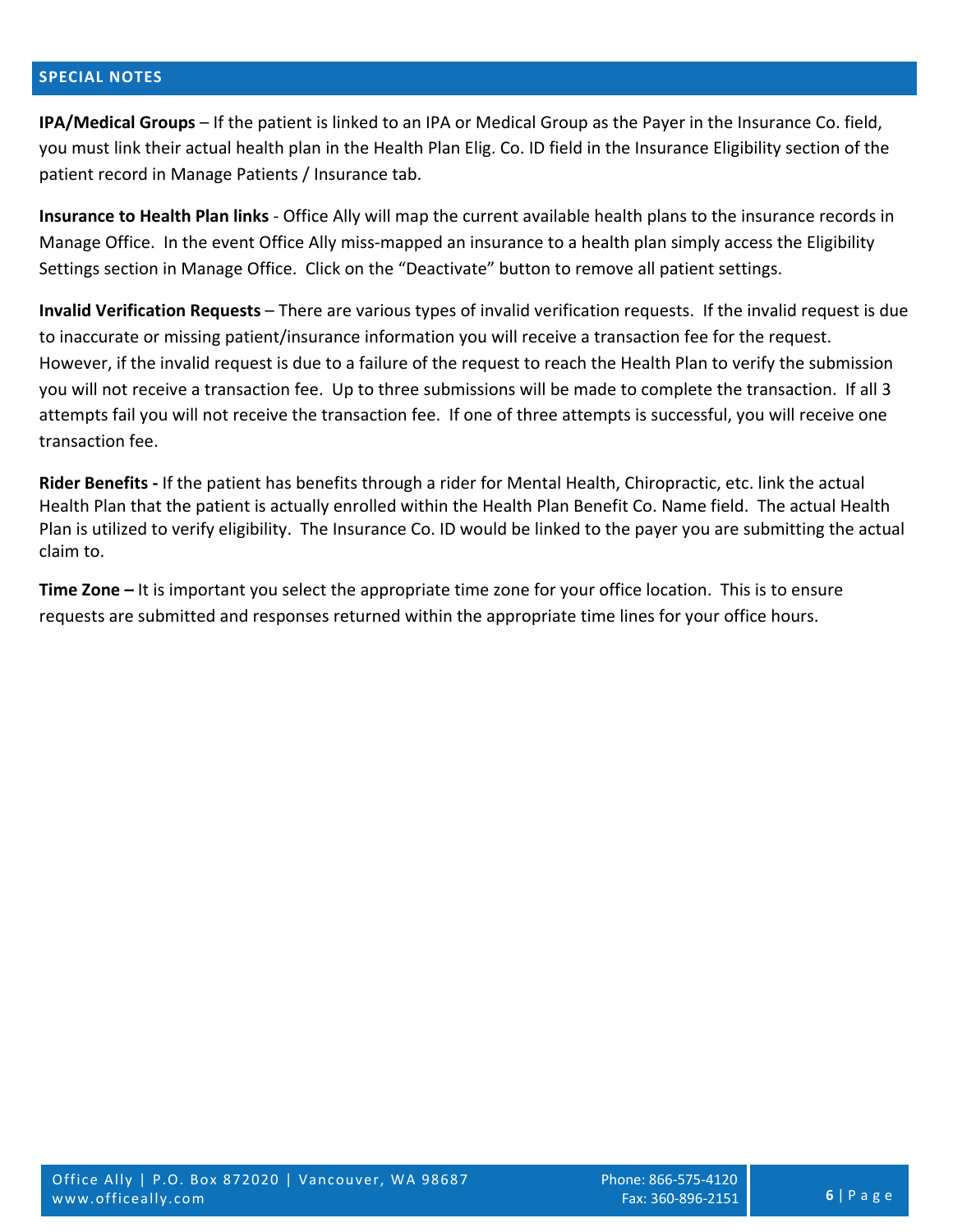## SPECIAL NOTES

**IPA/Medical Groups** – If the patient is linked to an IPA or Medical Group as the Payer in the Insurance Co. field, you must link their actual health plan in the Health Plan Elig. Co. ID field in the Insurance Eligibility section of the patient record in Manage Patients / Insurance tab.

**Insurance to Health Plan links** - Office Ally will map the current available health plans to the insurance records in Manage Office. In the event Office Ally miss-mapped an insurance to a health plan simply access the Eligibility Settings section in Manage Office. Click on the "Deactivate" button to remove all patient settings.

**Invalid Verification Requests** – There are various types of invalid verification requests. If the invalid request is due to inaccurate or missing patient/insurance information you will receive a transaction fee for the request. However, if the invalid request is due to a failure of the request to reach the Health Plan to verify the submission you will not receive a transaction fee. Up to three submissions will be made to complete the transaction. If all 3 attempts fail you will not receive the transaction fee. If one of three attempts is successful, you will receive one transaction fee.

**Rider Benefits -** If the patient has benefits through a rider for Mental Health, Chiropractic, etc. link the actual Health Plan that the patient is actually enrolled within the Health Plan Benefit Co. Name field. The actual Health Plan is utilized to verify eligibility. The Insurance Co. ID would be linked to the payer you are submitting the actual claim to.

**Time Zone –** It is important you select the appropriate time zone for your office location. This is to ensure requests are submitted and responses returned within the appropriate time lines for your office hours.